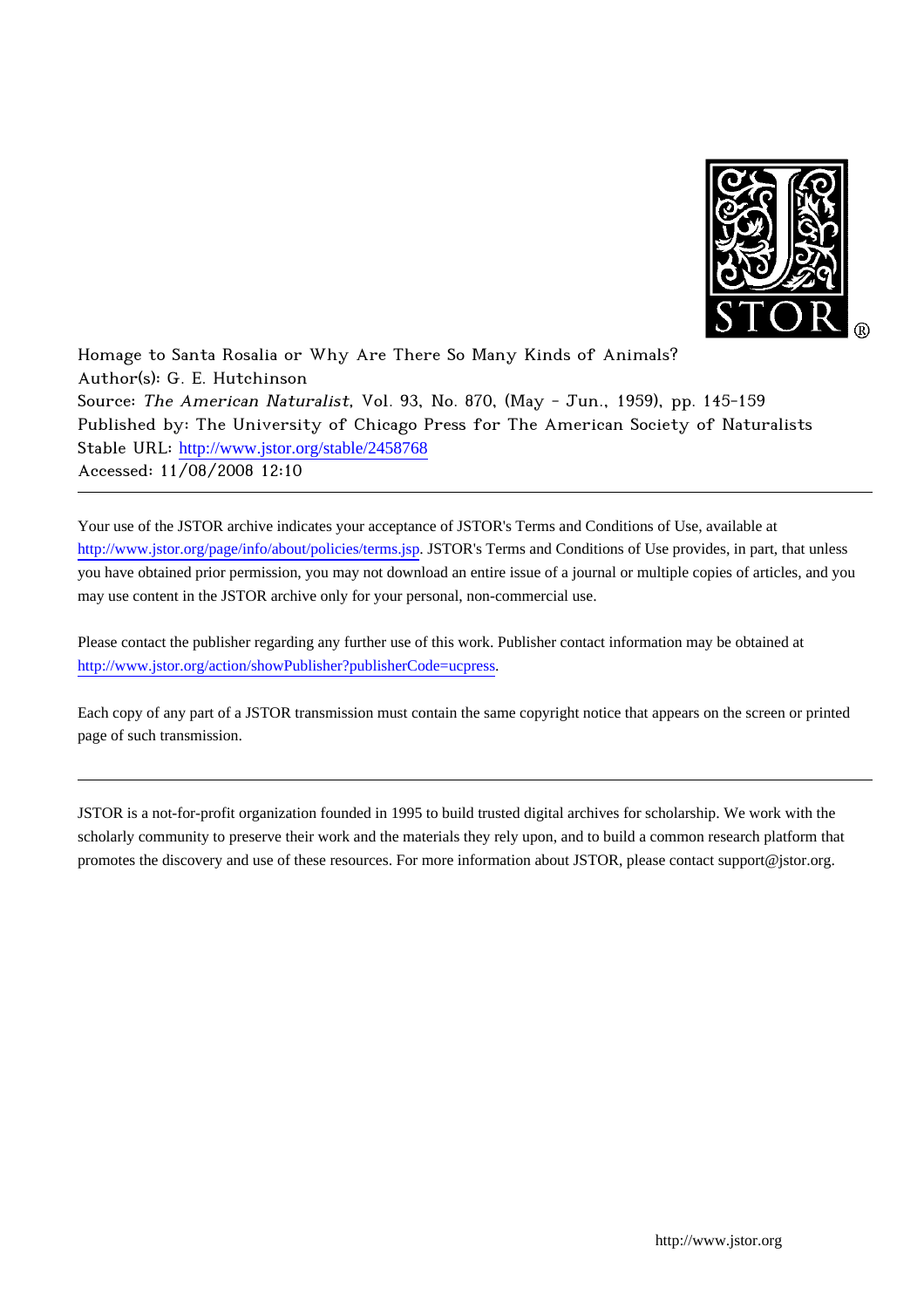Homage to Santa Rosalia or Why Are There So Many Kinds of Animals?
Author(s): G. E. Hutchinson
Source: *The American Naturalist*, Vol. 93, No. 870, (May - Jun., 1959), pp. 145-159
Published by: The University of Chicago Press for The American Society of Naturalists
Stable URL: http://www.jstor.org/stable/2458768
Accessed: 11/08/2008 12:10

---

Your use of the JSTOR archive indicates your acceptance of JSTOR's Terms and Conditions of Use, available at http://www.jstor.org/page/info/about/policies/terms.jsp. JSTOR's Terms and Conditions of Use provides, in part, that unless you have obtained prior permission, you may not download an entire issue of a journal or multiple copies of articles, and you may use content in the JSTOR archive only for your personal, non-commercial use.

Please contact the publisher regarding any further use of this work. Publisher contact information may be obtained at http://www.jstor.org/action/showPublisher?publisherCode=ucpress.

Each copy of any part of a JSTOR transmission must contain the same copyright notice that appears on the screen or printed page of such transmission.

---

JSTOR is a not-for-profit organization founded in 1995 to build trusted digital archives for scholarship. We work with the scholarly community to preserve their work and the materials they rely upon, and to build a common research platform that promotes the discovery and use of these resources. For more information about JSTOR, please contact support@jstor.org.

http://www.jstor.org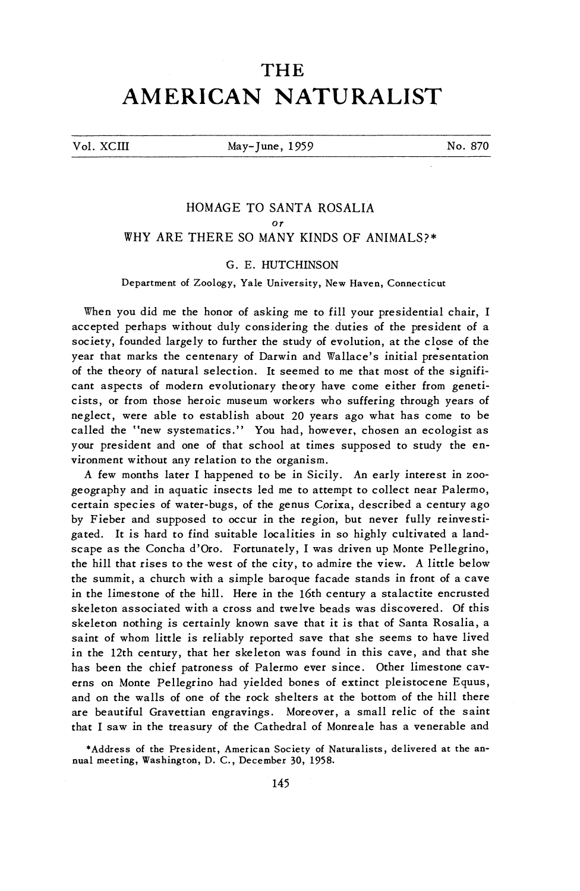# THE AMERICAN NATURALIST

Vol. XCIII | May-June, 1959 | No. 870

## HOMAGE TO SANTA ROSALIA
*or*
## WHY ARE THERE SO MANY KINDS OF ANIMALS?*

G. E. HUTCHINSON

Department of Zoology, Yale University, New Haven, Connecticut

When you did me the honor of asking me to fill your presidential chair, I accepted perhaps without duly considering the duties of the president of a society, founded largely to further the study of evolution, at the close of the year that marks the centenary of Darwin and Wallace's initial presentation of the theory of natural selection. It seemed to me that most of the significant aspects of modern evolutionary theory have come either from geneticists, or from those heroic museum workers who suffering through years of neglect, were able to establish about 20 years ago what has come to be called the "new systematics." You had, however, chosen an ecologist as your president and one of that school at times supposed to study the environment without any relation to the organism.

A few months later I happened to be in Sicily. An early interest in zoogeography and in aquatic insects led me to attempt to collect near Palermo, certain species of water-bugs, of the genus *Corixa*, described a century ago by Fieber and supposed to occur in the region, but never fully reinvestigated. It is hard to find suitable localities in so highly cultivated a landscape as the Concha d'Oro. Fortunately, I was driven up Monte Pellegrino, the hill that rises to the west of the city, to admire the view. A little below the summit, a church with a simple baroque facade stands in front of a cave in the limestone of the hill. Here in the 16th century a stalactite encrusted skeleton associated with a cross and twelve beads was discovered. Of this skeleton nothing is certainly known save that it is that of Santa Rosalia, a saint of whom little is reliably reported save that she seems to have lived in the 12th century, that her skeleton was found in this cave, and that she has been the chief patroness of Palermo ever since. Other limestone caverns on Monte Pellegrino had yielded bones of extinct pleistocene Equus, and on the walls of one of the rock shelters at the bottom of the hill there are beautiful Gravettian engravings. Moreover, a small relic of the saint that I saw in the treasury of the Cathedral of Monreale has a venerable and

*Address of the President, American Society of Naturalists, delivered at the annual meeting, Washington, D. C., December 30, 1958.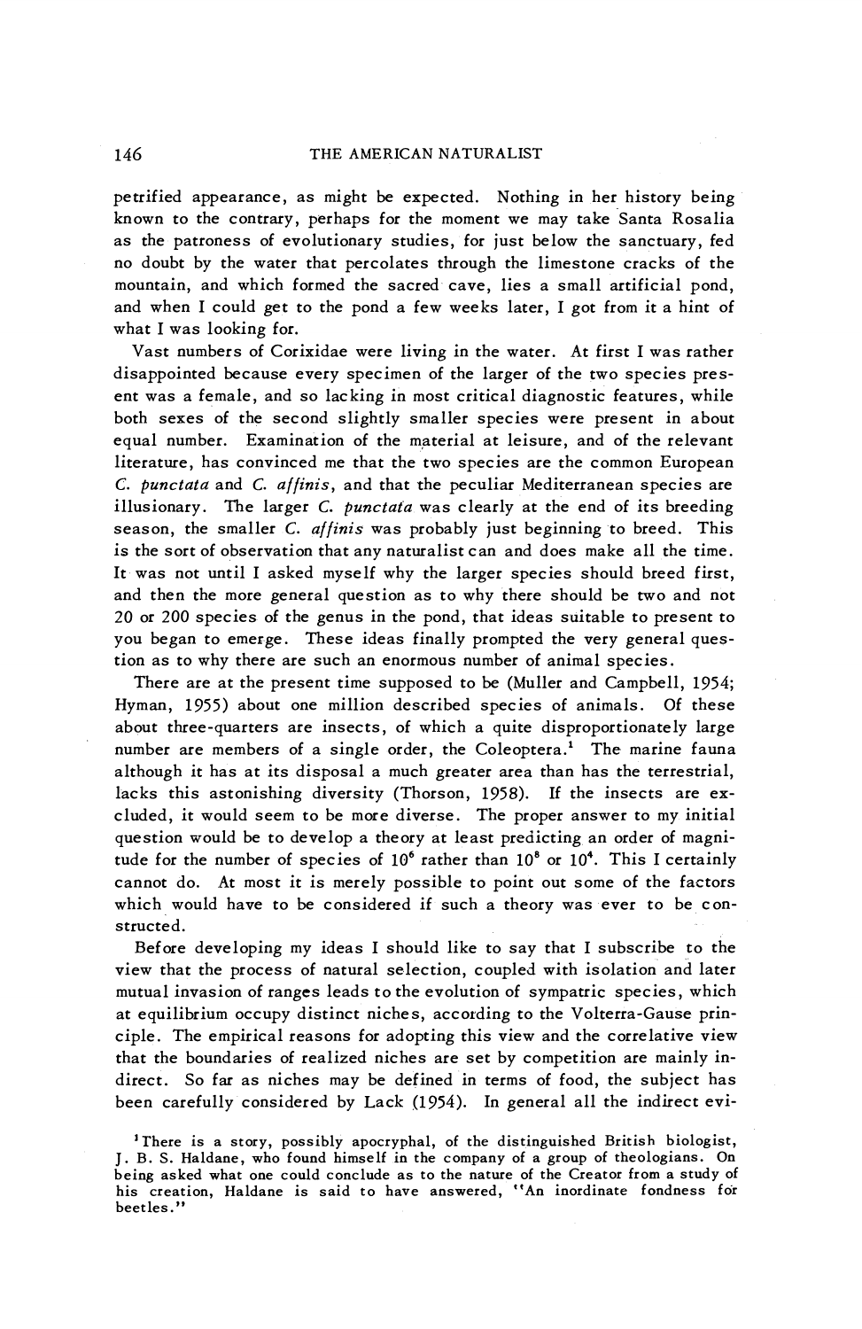petrified appearance, as might be expected. Nothing in her history being known to the contrary, perhaps for the moment we may take Santa Rosalia as the patroness of evolutionary studies, for just below the sanctuary, fed no doubt by the water that percolates through the limestone cracks of the mountain, and which formed the sacred cave, lies a small artificial pond, and when I could get to the pond a few weeks later, I got from it a hint of what I was looking for.

Vast numbers of Corixidae were living in the water. At first I was rather disappointed because every specimen of the larger of the two species present was a female, and so lacking in most critical diagnostic features, while both sexes of the second slightly smaller species were present in about equal number. Examination of the material at leisure, and of the relevant literature, has convinced me that the two species are the common European *C. punctata* and *C. affinis*, and that the peculiar Mediterranean species are illusionary. The larger *C. punctata* was clearly at the end of its breeding season, the smaller *C. affinis* was probably just beginning to breed. This is the sort of observation that any naturalist can and does make all the time. It was not until I asked myself why the larger species should breed first, and then the more general question as to why there should be two and not 20 or 200 species of the genus in the pond, that ideas suitable to present to you began to emerge. These ideas finally prompted the very general question as to why there are such an enormous number of animal species.

There are at the present time supposed to be (Muller and Campbell, 1954; Hyman, 1955) about one million described species of animals. Of these about three-quarters are insects, of which a quite disproportionately large number are members of a single order, the Coleoptera.[1] The marine fauna although it has at its disposal a much greater area than has the terrestrial, lacks this astonishing diversity (Thorson, 1958). If the insects are excluded, it would seem to be more diverse. The proper answer to my initial question would be to develop a theory at least predicting an order of magnitude for the number of species of $10^6$ rather than $10^8$ or $10^4$. This I certainly cannot do. At most it is merely possible to point out some of the factors which would have to be considered if such a theory was ever to be constructed.

Before developing my ideas I should like to say that I subscribe to the view that the process of natural selection, coupled with isolation and later mutual invasion of ranges leads to the evolution of sympatric species, which at equilibrium occupy distinct niches, according to the Volterra-Gause principle. The empirical reasons for adopting this view and the correlative view that the boundaries of realized niches are set by competition are mainly indirect. So far as niches may be defined in terms of food, the subject has been carefully considered by Lack (1954). In general all the indirect evi-

[1] There is a story, possibly apocryphal, of the distinguished British biologist, J. B. S. Haldane, who found himself in the company of a group of theologians. On being asked what one could conclude as to the nature of the Creator from a study of his creation, Haldane is said to have answered, "An inordinate fondness for beetles."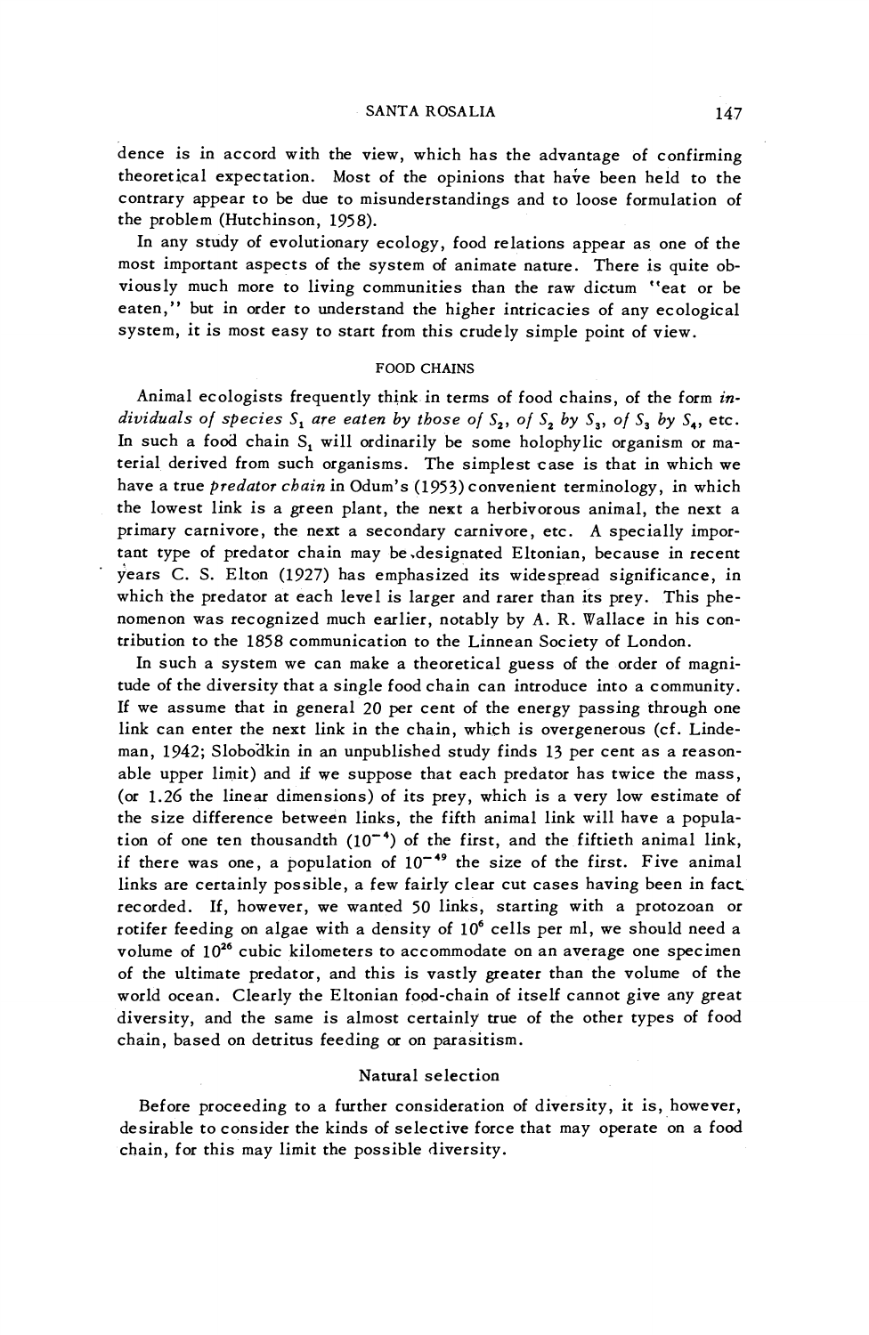dence is in accord with the view, which has the advantage of confirming theoretical expectation. Most of the opinions that have been held to the contrary appear to be due to misunderstandings and to loose formulation of the problem (Hutchinson, 1958).

In any study of evolutionary ecology, food relations appear as one of the most important aspects of the system of animate nature. There is quite obviously much more to living communities than the raw dictum "eat or be eaten," but in order to understand the higher intricacies of any ecological system, it is most easy to start from this crudely simple point of view.

## FOOD CHAINS

Animal ecologists frequently think in terms of food chains, of the form *individuals of species $S_1$ are eaten by those of $S_2$, of $S_2$ by $S_3$, of $S_3$ by $S_4$*, etc. In such a food chain $S_1$ will ordinarily be some holophylic organism or material derived from such organisms. The simplest case is that in which we have a true *predator chain* in Odum's (1953) convenient terminology, in which the lowest link is a green plant, the next a herbivorous animal, the next a primary carnivore, the next a secondary carnivore, etc. A specially important type of predator chain may be designated Eltonian, because in recent years C. S. Elton (1927) has emphasized its widespread significance, in which the predator at each level is larger and rarer than its prey. This phenomenon was recognized much earlier, notably by A. R. Wallace in his contribution to the 1858 communication to the Linnean Society of London.

In such a system we can make a theoretical guess of the order of magnitude of the diversity that a single food chain can introduce into a community. If we assume that in general 20 per cent of the energy passing through one link can enter the next link in the chain, which is overgenerous (cf. Lindeman, 1942; Slobodkin in an unpublished study finds 13 per cent as a reasonable upper limit) and if we suppose that each predator has twice the mass, (or 1.26 the linear dimensions) of its prey, which is a very low estimate of the size difference between links, the fifth animal link will have a population of one ten thousandth ($10^{-4}$) of the first, and the fiftieth animal link, if there was one, a population of $10^{-49}$ the size of the first. Five animal links are certainly possible, a few fairly clear cut cases having been in fact recorded. If, however, we wanted 50 links, starting with a protozoan or rotifer feeding on algae with a density of $10^6$ cells per ml, we should need a volume of $10^{26}$ cubic kilometers to accommodate on an average one specimen of the ultimate predator, and this is vastly greater than the volume of the world ocean. Clearly the Eltonian food-chain of itself cannot give any great diversity, and the same is almost certainly true of the other types of food chain, based on detritus feeding or on parasitism.

### Natural selection

Before proceeding to a further consideration of diversity, it is, however, desirable to consider the kinds of selective force that may operate on a food chain, for this may limit the possible diversity.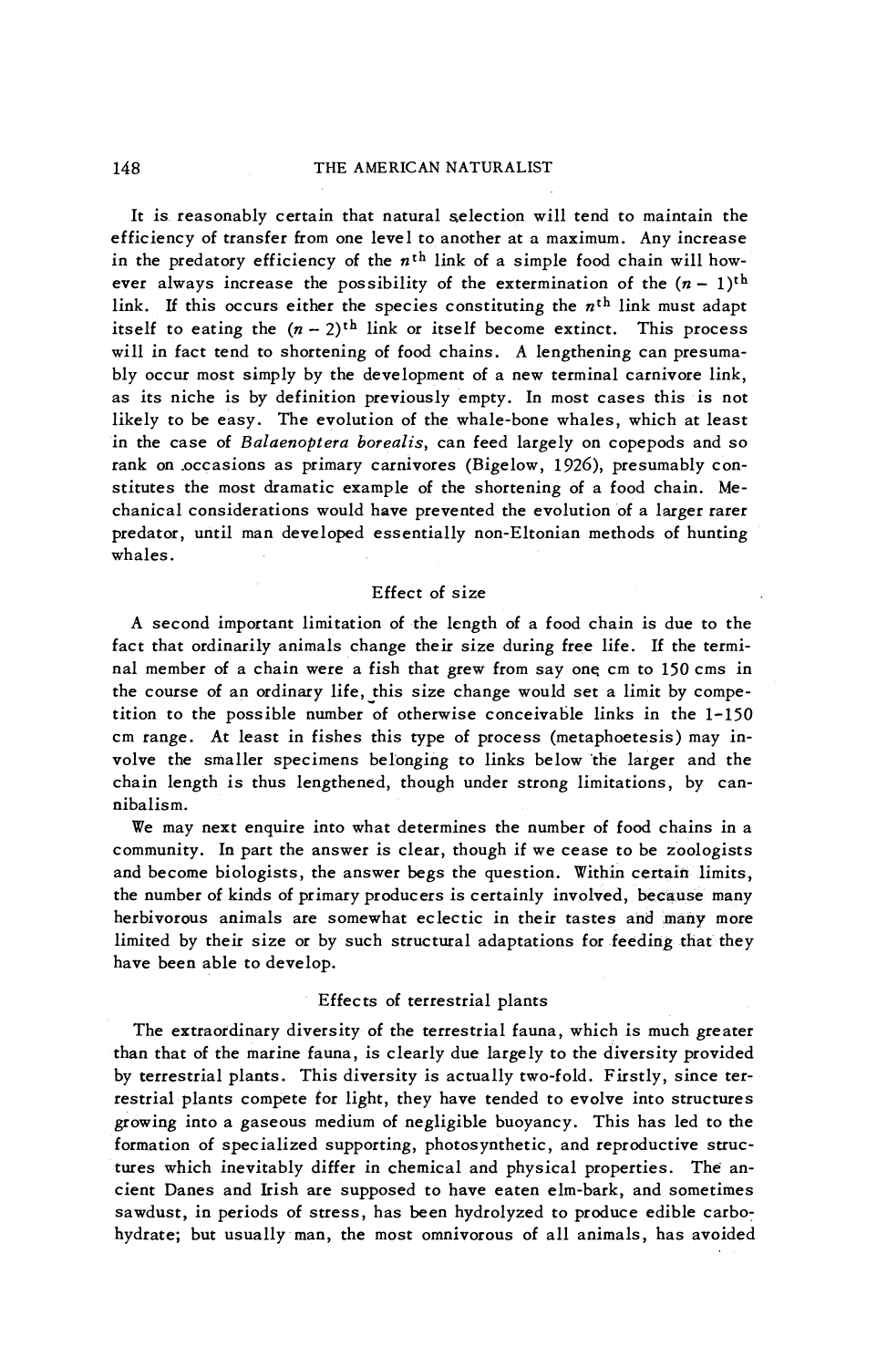It is reasonably certain that natural selection will tend to maintain the efficiency of transfer from one level to another at a maximum. Any increase in the predatory efficiency of the $n^{th}$ link of a simple food chain will however always increase the possibility of the extermination of the $(n-1)^{th}$ link. If this occurs either the species constituting the $n^{th}$ link must adapt itself to eating the $(n-2)^{th}$ link or itself become extinct. This process will in fact tend to shortening of food chains. A lengthening can presumably occur most simply by the development of a new terminal carnivore link, as its niche is by definition previously empty. In most cases this is not likely to be easy. The evolution of the whale-bone whales, which at least in the case of *Balaenoptera borealis*, can feed largely on copepods and so rank on occasions as primary carnivores (Bigelow, 1926), presumably constitutes the most dramatic example of the shortening of a food chain. Mechanical considerations would have prevented the evolution of a larger rarer predator, until man developed essentially non-Eltonian methods of hunting whales.

## Effect of size

A second important limitation of the length of a food chain is due to the fact that ordinarily animals change their size during free life. If the terminal member of a chain were a fish that grew from say one cm to 150 cms in the course of an ordinary life, this size change would set a limit by competition to the possible number of otherwise conceivable links in the 1-150 cm range. At least in fishes this type of process (metaphoetesis) may involve the smaller specimens belonging to links below the larger and the chain length is thus lengthened, though under strong limitations, by cannibalism.

We may next enquire into what determines the number of food chains in a community. In part the answer is clear, though if we cease to be zoologists and become biologists, the answer begs the question. Within certain limits, the number of kinds of primary producers is certainly involved, because many herbivorous animals are somewhat eclectic in their tastes and many more limited by their size or by such structural adaptations for feeding that they have been able to develop.

## Effects of terrestrial plants

The extraordinary diversity of the terrestrial fauna, which is much greater than that of the marine fauna, is clearly due largely to the diversity provided by terrestrial plants. This diversity is actually two-fold. Firstly, since terrestrial plants compete for light, they have tended to evolve into structures growing into a gaseous medium of negligible buoyancy. This has led to the formation of specialized supporting, photosynthetic, and reproductive structures which inevitably differ in chemical and physical properties. The ancient Danes and Irish are supposed to have eaten elm-bark, and sometimes sawdust, in periods of stress, has been hydrolyzed to produce edible carbohydrate; but usually man, the most omnivorous of all animals, has avoided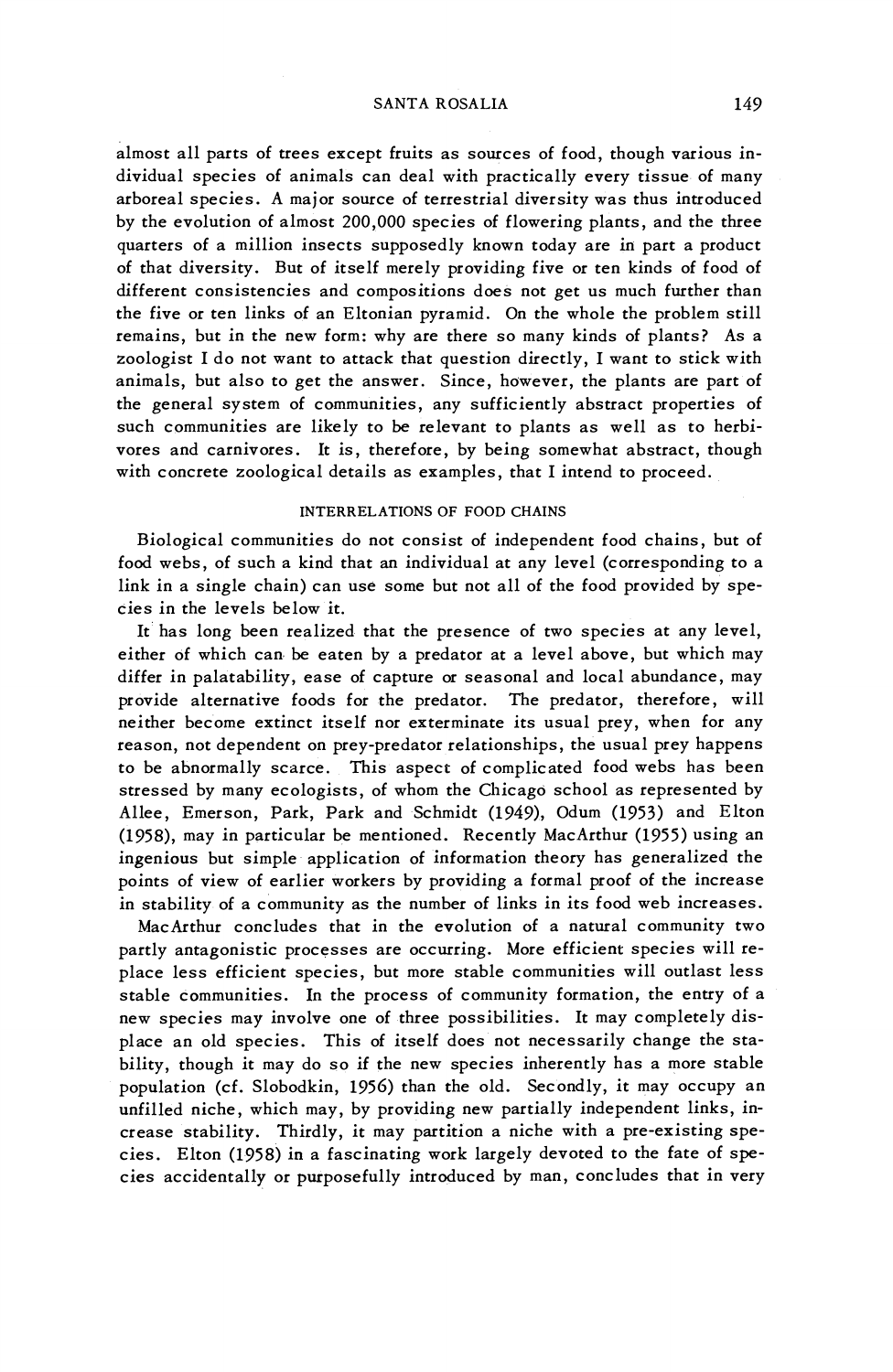almost all parts of trees except fruits as sources of food, though various individual species of animals can deal with practically every tissue of many arboreal species. A major source of terrestrial diversity was thus introduced by the evolution of almost 200,000 species of flowering plants, and the three quarters of a million insects supposedly known today are in part a product of that diversity. But of itself merely providing five or ten kinds of food of different consistencies and compositions does not get us much further than the five or ten links of an Eltonian pyramid. On the whole the problem still remains, but in the new form: why are there so many kinds of plants? As a zoologist I do not want to attack that question directly, I want to stick with animals, but also to get the answer. Since, however, the plants are part of the general system of communities, any sufficiently abstract properties of such communities are likely to be relevant to plants as well as to herbivores and carnivores. It is, therefore, by being somewhat abstract, though with concrete zoological details as examples, that I intend to proceed.

## INTERRELATIONS OF FOOD CHAINS

Biological communities do not consist of independent food chains, but of food webs, of such a kind that an individual at any level (corresponding to a link in a single chain) can use some but not all of the food provided by species in the levels below it.

It has long been realized that the presence of two species at any level, either of which can be eaten by a predator at a level above, but which may differ in palatability, ease of capture or seasonal and local abundance, may provide alternative foods for the predator. The predator, therefore, will neither become extinct itself nor exterminate its usual prey, when for any reason, not dependent on prey-predator relationships, the usual prey happens to be abnormally scarce. This aspect of complicated food webs has been stressed by many ecologists, of whom the Chicago school as represented by Allee, Emerson, Park, Park and Schmidt (1949), Odum (1953) and Elton (1958), may in particular be mentioned. Recently MacArthur (1955) using an ingenious but simple application of information theory has generalized the points of view of earlier workers by providing a formal proof of the increase in stability of a community as the number of links in its food web increases.

MacArthur concludes that in the evolution of a natural community two partly antagonistic processes are occurring. More efficient species will replace less efficient species, but more stable communities will outlast less stable communities. In the process of community formation, the entry of a new species may involve one of three possibilities. It may completely displace an old species. This of itself does not necessarily change the stability, though it may do so if the new species inherently has a more stable population (cf. Slobodkin, 1956) than the old. Secondly, it may occupy an unfilled niche, which may, by providing new partially independent links, increase stability. Thirdly, it may partition a niche with a pre-existing species. Elton (1958) in a fascinating work largely devoted to the fate of species accidentally or purposefully introduced by man, concludes that in very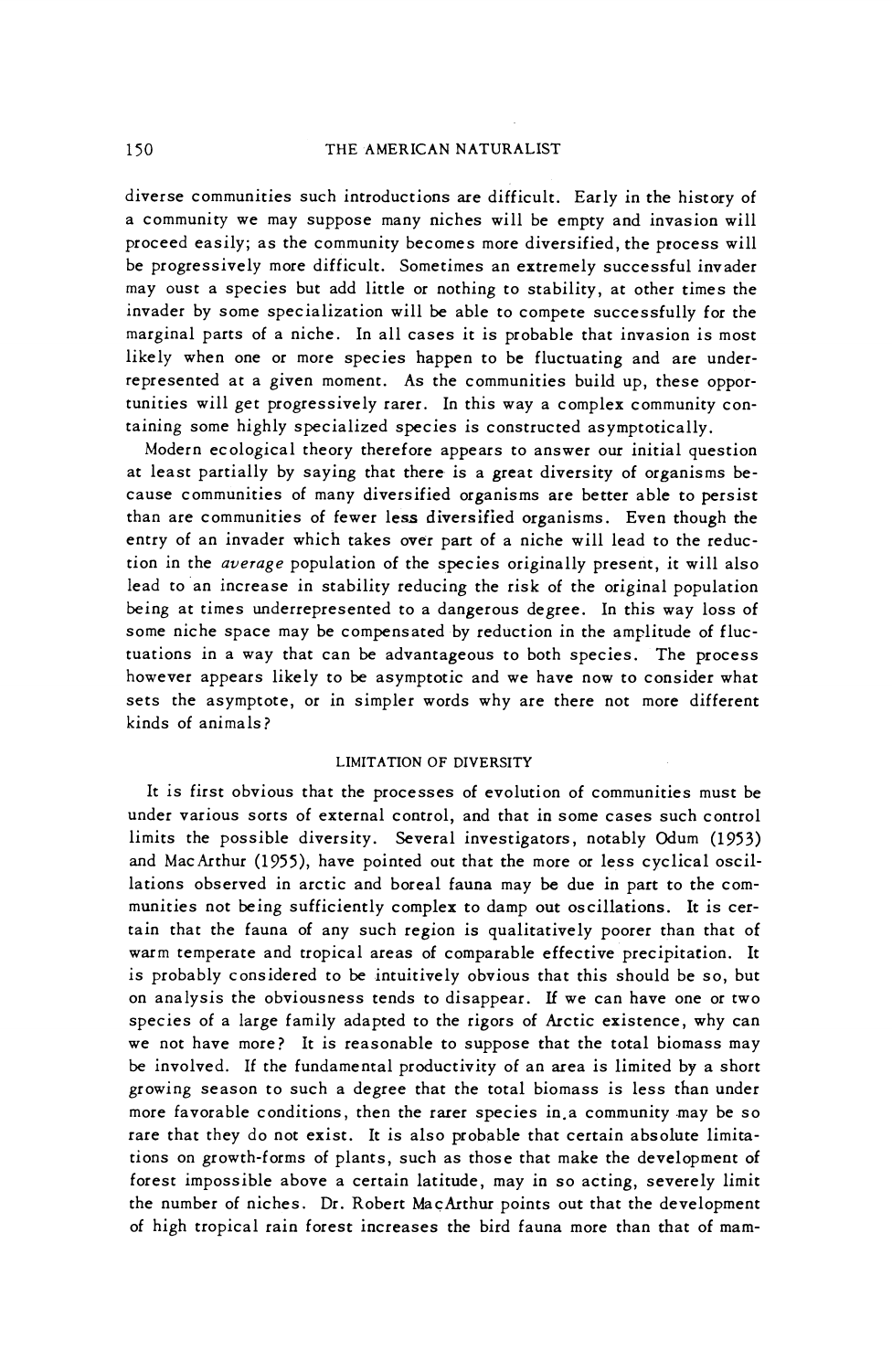diverse communities such introductions are difficult. Early in the history of a community we may suppose many niches will be empty and invasion will proceed easily; as the community becomes more diversified, the process will be progressively more difficult. Sometimes an extremely successful invader may oust a species but add little or nothing to stability, at other times the invader by some specialization will be able to compete successfully for the marginal parts of a niche. In all cases it is probable that invasion is most likely when one or more species happen to be fluctuating and are underrepresented at a given moment. As the communities build up, these opportunities will get progressively rarer. In this way a complex community containing some highly specialized species is constructed asymptotically.

Modern ecological theory therefore appears to answer our initial question at least partially by saying that there is a great diversity of organisms because communities of many diversified organisms are better able to persist than are communities of fewer less diversified organisms. Even though the entry of an invader which takes over part of a niche will lead to the reduction in the *average* population of the species originally present, it will also lead to an increase in stability reducing the risk of the original population being at times underrepresented to a dangerous degree. In this way loss of some niche space may be compensated by reduction in the amplitude of fluctuations in a way that can be advantageous to both species. The process however appears likely to be asymptotic and we have now to consider what sets the asymptote, or in simpler words why are there not more different kinds of animals?

## LIMITATION OF DIVERSITY

It is first obvious that the processes of evolution of communities must be under various sorts of external control, and that in some cases such control limits the possible diversity. Several investigators, notably Odum (1953) and MacArthur (1955), have pointed out that the more or less cyclical oscillations observed in arctic and boreal fauna may be due in part to the communities not being sufficiently complex to damp out oscillations. It is certain that the fauna of any such region is qualitatively poorer than that of warm temperate and tropical areas of comparable effective precipitation. It is probably considered to be intuitively obvious that this should be so, but on analysis the obviousness tends to disappear. If we can have one or two species of a large family adapted to the rigors of Arctic existence, why can we not have more? It is reasonable to suppose that the total biomass may be involved. If the fundamental productivity of an area is limited by a short growing season to such a degree that the total biomass is less than under more favorable conditions, then the rarer species in a community may be so rare that they do not exist. It is also probable that certain absolute limitations on growth-forms of plants, such as those that make the development of forest impossible above a certain latitude, may in so acting, severely limit the number of niches. Dr. Robert MacArthur points out that the development of high tropical rain forest increases the bird fauna more than that of mam-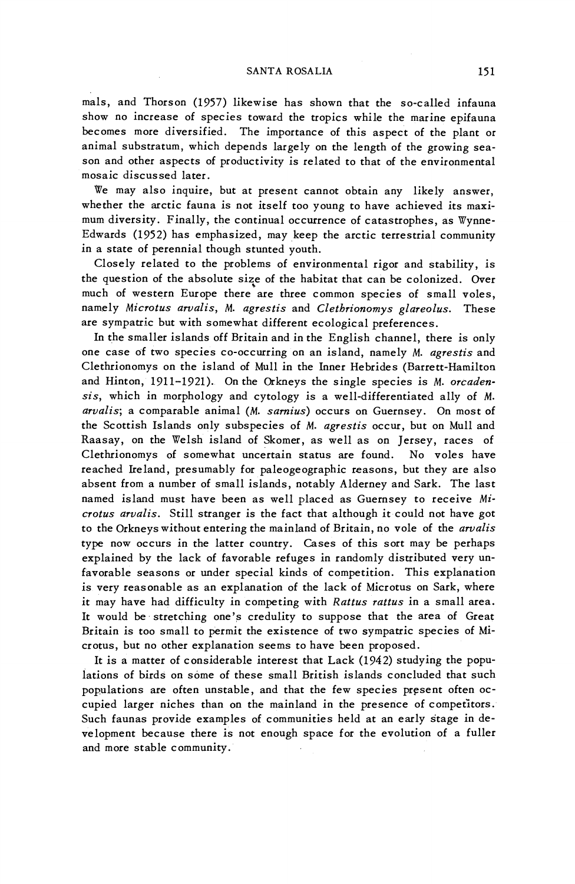mals, and Thorson (1957) likewise has shown that the so-called infauna show no increase of species toward the tropics while the marine epifauna becomes more diversified. The importance of this aspect of the plant or animal substratum, which depends largely on the length of the growing season and other aspects of productivity is related to that of the environmental mosaic discussed later.

We may also inquire, but at present cannot obtain any likely answer, whether the arctic fauna is not itself too young to have achieved its maximum diversity. Finally, the continual occurrence of catastrophes, as Wynne-Edwards (1952) has emphasized, may keep the arctic terrestrial community in a state of perennial though stunted youth.

Closely related to the problems of environmental rigor and stability, is the question of the absolute size of the habitat that can be colonized. Over much of western Europe there are three common species of small voles, namely *Microtus arvalis*, *M. agrestis* and *Clethrionomys glareolus*. These are sympatric but with somewhat different ecological preferences.

In the smaller islands off Britain and in the English channel, there is only one case of two species co-occurring on an island, namely *M. agrestis* and Clethrionomys on the island of Mull in the Inner Hebrides (Barrett-Hamilton and Hinton, 1911–1921). On the Orkneys the single species is *M. orcadensis*, which in morphology and cytology is a well-differentiated ally of *M. arvalis*; a comparable animal (*M. sarnius*) occurs on Guernsey. On most of the Scottish Islands only subspecies of *M. agrestis* occur, but on Mull and Raasay, on the Welsh island of Skomer, as well as on Jersey, races of Clethrionomys of somewhat uncertain status are found. No voles have reached Ireland, presumably for paleogeographic reasons, but they are also absent from a number of small islands, notably Alderney and Sark. The last named island must have been as well placed as Guernsey to receive *Microtus arvalis*. Still stranger is the fact that although it could not have got to the Orkneys without entering the mainland of Britain, no vole of the *arvalis* type now occurs in the latter country. Cases of this sort may be perhaps explained by the lack of favorable refuges in randomly distributed very unfavorable seasons or under special kinds of competition. This explanation is very reasonable as an explanation of the lack of Microtus on Sark, where it may have had difficulty in competing with *Rattus rattus* in a small area. It would be stretching one's credulity to suppose that the area of Great Britain is too small to permit the existence of two sympatric species of Microtus, but no other explanation seems to have been proposed.

It is a matter of considerable interest that Lack (1942) studying the populations of birds on some of these small British islands concluded that such populations are often unstable, and that the few species present often occupied larger niches than on the mainland in the presence of competitors. Such faunas provide examples of communities held at an early stage in development because there is not enough space for the evolution of a fuller and more stable community.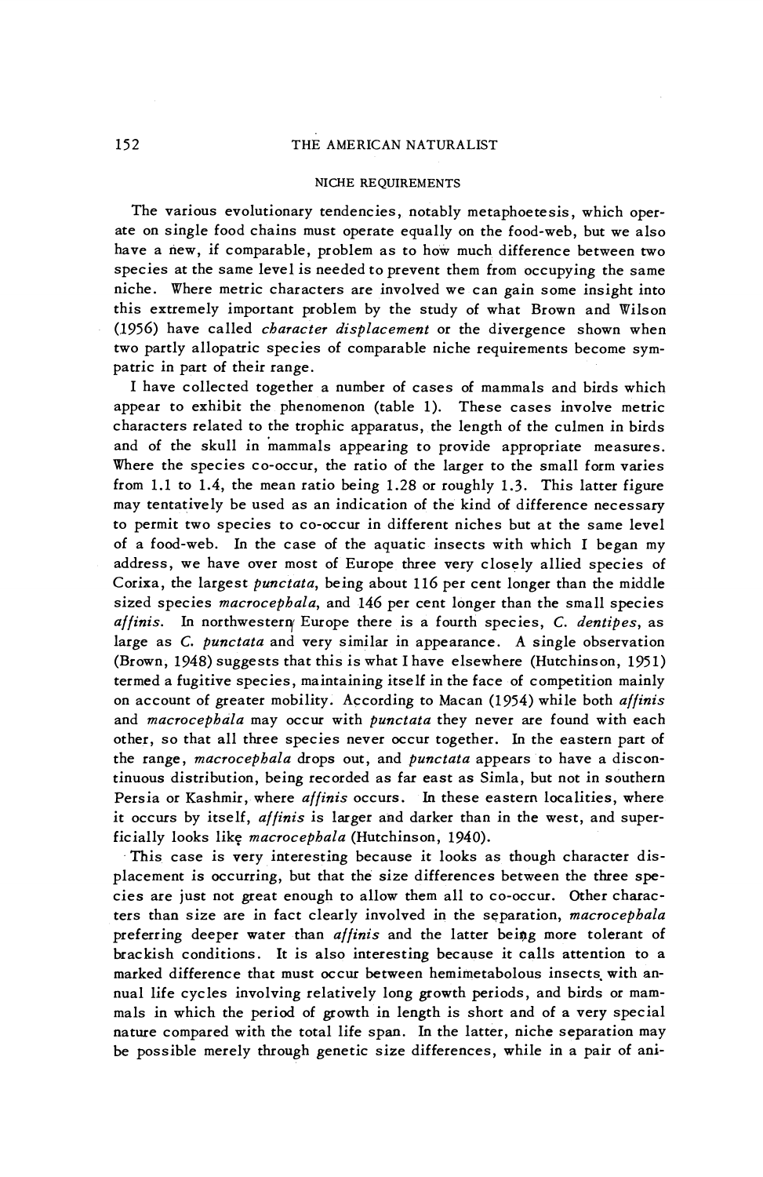## NICHE REQUIREMENTS

The various evolutionary tendencies, notably metaphoetesis, which operate on single food chains must operate equally on the food-web, but we also have a new, if comparable, problem as to how much difference between two species at the same level is needed to prevent them from occupying the same niche. Where metric characters are involved we can gain some insight into this extremely important problem by the study of what Brown and Wilson (1956) have called *character displacement* or the divergence shown when two partly allopatric species of comparable niche requirements become sympatric in part of their range.

I have collected together a number of cases of mammals and birds which appear to exhibit the phenomenon (table 1). These cases involve metric characters related to the trophic apparatus, the length of the culmen in birds and of the skull in mammals appearing to provide appropriate measures. Where the species co-occur, the ratio of the larger to the small form varies from 1.1 to 1.4, the mean ratio being 1.28 or roughly 1.3. This latter figure may tentatively be used as an indication of the kind of difference necessary to permit two species to co-occur in different niches but at the same level of a food-web. In the case of the aquatic insects with which I began my address, we have over most of Europe three very closely allied species of Corixa, the largest *punctata*, being about 116 per cent longer than the middle sized species *macrocephala*, and 146 per cent longer than the small species *affinis*. In northwestern Europe there is a fourth species, *C. dentipes*, as large as *C. punctata* and very similar in appearance. A single observation (Brown, 1948) suggests that this is what I have elsewhere (Hutchinson, 1951) termed a fugitive species, maintaining itself in the face of competition mainly on account of greater mobility. According to Macan (1954) while both *affinis* and *macrocephala* may occur with *punctata* they never are found with each other, so that all three species never occur together. In the eastern part of the range, *macrocephala* drops out, and *punctata* appears to have a discontinuous distribution, being recorded as far east as Simla, but not in southern Persia or Kashmir, where *affinis* occurs. In these eastern localities, where it occurs by itself, *affinis* is larger and darker than in the west, and superficially looks like *macrocephala* (Hutchinson, 1940).

This case is very interesting because it looks as though character displacement is occurring, but that the size differences between the three species are just not great enough to allow them all to co-occur. Other characters than size are in fact clearly involved in the separation, *macrocephala* preferring deeper water than *affinis* and the latter being more tolerant of brackish conditions. It is also interesting because it calls attention to a marked difference that must occur between hemimetabolous insects with annual life cycles involving relatively long growth periods, and birds or mammals in which the period of growth in length is short and of a very special nature compared with the total life span. In the latter, niche separation may be possible merely through genetic size differences, while in a pair of ani-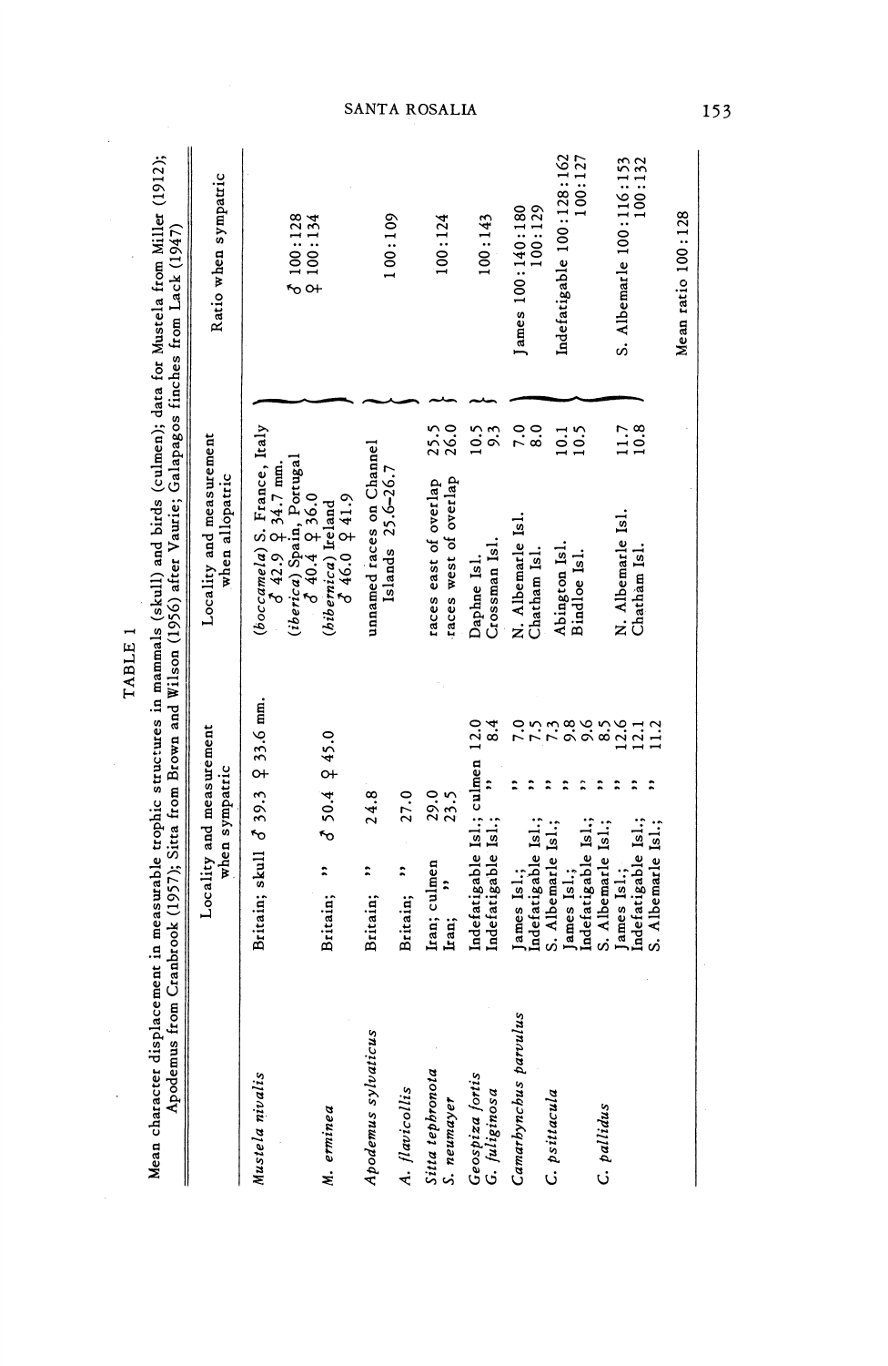TABLE 1

Mean character displacement in measurable trophic structures in mammals (skull) and birds (culmen); data for Mustela from Miller (1912); Apodemus from Cranbrook (1957); Sitta from Brown and Wilson (1956) after Vaurie; Galapagos finches from Lack (1947)

| | Locality and measurement when sympatric | Locality and measurement when allopatric | Ratio when sympatric |
|---|---|---|---|
| *Mustela nivalis* | Britain; skull ♂ 39.3 ♀ 33.6 mm. | (*boccamela*) S. France, Italy ♂ 42.9 ♀ 34.7 mm. (*iberica*) Spain, Portugal ♂ 40.4 ♀ 36.0 | ♂ 100:128 ♀ 100:134 |
| *M. erminea* | Britain; " ♂ 50.4 ♀ 45.0 | (*hibernica*) Ireland ♂ 46.0 ♀ 41.9 | |
| *Apodemus sylvaticus* | Britain; " 24.8 | unnamed races on Channel Islands 25.6–26.7 | 100:109 |
| *A. flavicollis* | Britain; " 27.0 | | |
| *Sitta tephronota* | Iran; culmen 29.0 | races east of overlap 25.5 | 100:124 |
| *S. neumayer* | Iran; " 23.5 | races west of overlap 26.0 | |
| *Geospiza fortis* | Indefatigable Isl.; culmen 12.0 | Daphne Isl. 10.5 | 100:143 |
| *G. fuliginosa* | Indefatigable Isl.; " 8.4 | Crossman Isl. 9.3 | |
| *Camarhynchus parvulus* | James Isl.; " 7.0 | N. Albemarle Isl. 7.0 | James 100:140:180 |
| | Indefatigable Isl.; " 7.5 | Chatham Isl. 8.0 | 100:129 |
| | S. Albemarle Isl.; " 7.3 | | |
| *C. psittacula* | James Isl.; " 9.8 | Abington Isl. 10.1 | Indefatigable 100:128:162 |
| | Indefatigable Isl.; " 9.6 | Bindloe Isl. 10.5 | 100:127 |
| | S. Albemarle Isl.; " 8.5 | | |
| *C. pallidus* | James Isl.; " 12.6 | N. Albemarle Isl. 11.7 | S. Albemarle 100:116:153 |
| | Indefatigable Isl.; " 12.1 | Chatham Isl. 10.8 | 100:132 |
| | S. Albemarle Isl.; " 11.2 | | |
| | | | Mean ratio 100:128 |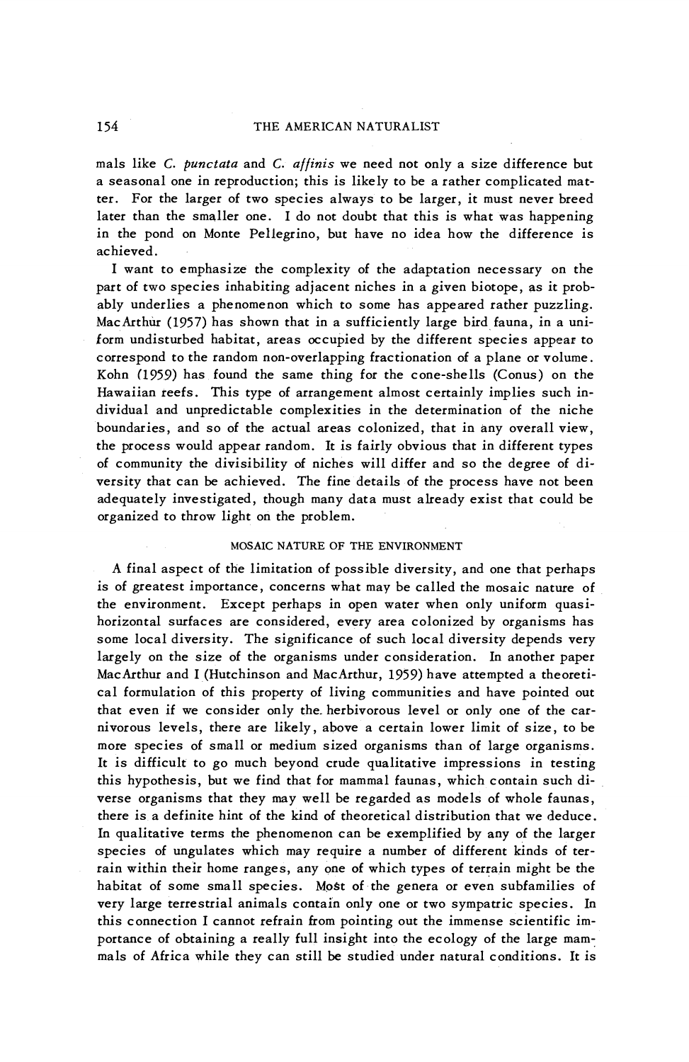mals like *C. punctata* and *C. affinis* we need not only a size difference but a seasonal one in reproduction; this is likely to be a rather complicated matter. For the larger of two species always to be larger, it must never breed later than the smaller one. I do not doubt that this is what was happening in the pond on Monte Pellegrino, but have no idea how the difference is achieved.

I want to emphasize the complexity of the adaptation necessary on the part of two species inhabiting adjacent niches in a given biotope, as it probably underlies a phenomenon which to some has appeared rather puzzling. MacArthur (1957) has shown that in a sufficiently large bird fauna, in a uniform undisturbed habitat, areas occupied by the different species appear to correspond to the random non-overlapping fractionation of a plane or volume. Kohn (1959) has found the same thing for the cone-shells (Conus) on the Hawaiian reefs. This type of arrangement almost certainly implies such individual and unpredictable complexities in the determination of the niche boundaries, and so of the actual areas colonized, that in any overall view, the process would appear random. It is fairly obvious that in different types of community the divisibility of niches will differ and so the degree of diversity that can be achieved. The fine details of the process have not been adequately investigated, though many data must already exist that could be organized to throw light on the problem.

## MOSAIC NATURE OF THE ENVIRONMENT

A final aspect of the limitation of possible diversity, and one that perhaps is of greatest importance, concerns what may be called the mosaic nature of the environment. Except perhaps in open water when only uniform quasi-horizontal surfaces are considered, every area colonized by organisms has some local diversity. The significance of such local diversity depends very largely on the size of the organisms under consideration. In another paper MacArthur and I (Hutchinson and MacArthur, 1959) have attempted a theoretical formulation of this property of living communities and have pointed out that even if we consider only the herbivorous level or only one of the carnivorous levels, there are likely, above a certain lower limit of size, to be more species of small or medium sized organisms than of large organisms. It is difficult to go much beyond crude qualitative impressions in testing this hypothesis, but we find that for mammal faunas, which contain such diverse organisms that they may well be regarded as models of whole faunas, there is a definite hint of the kind of theoretical distribution that we deduce. In qualitative terms the phenomenon can be exemplified by any of the larger species of ungulates which may require a number of different kinds of terrain within their home ranges, any one of which types of terrain might be the habitat of some small species. Most of the genera or even subfamilies of very large terrestrial animals contain only one or two sympatric species. In this connection I cannot refrain from pointing out the immense scientific importance of obtaining a really full insight into the ecology of the large mammals of Africa while they can still be studied under natural conditions. It is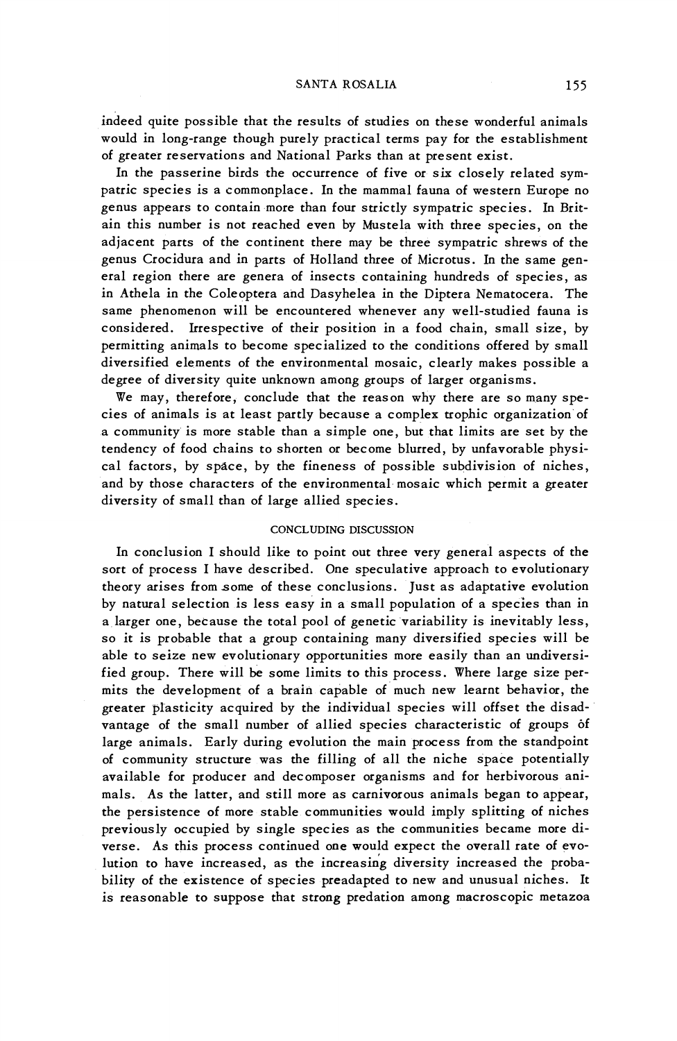indeed quite possible that the results of studies on these wonderful animals would in long-range though purely practical terms pay for the establishment of greater reservations and National Parks than at present exist.

In the passerine birds the occurrence of five or six closely related sympatric species is a commonplace. In the mammal fauna of western Europe no genus appears to contain more than four strictly sympatric species. In Britain this number is not reached even by Mustela with three species, on the adjacent parts of the continent there may be three sympatric shrews of the genus Crocidura and in parts of Holland three of Microtus. In the same general region there are genera of insects containing hundreds of species, as in Athela in the Coleoptera and Dasyhelea in the Diptera Nematocera. The same phenomenon will be encountered whenever any well-studied fauna is considered. Irrespective of their position in a food chain, small size, by permitting animals to become specialized to the conditions offered by small diversified elements of the environmental mosaic, clearly makes possible a degree of diversity quite unknown among groups of larger organisms.

We may, therefore, conclude that the reason why there are so many species of animals is at least partly because a complex trophic organization of a community is more stable than a simple one, but that limits are set by the tendency of food chains to shorten or become blurred, by unfavorable physical factors, by space, by the fineness of possible subdivision of niches, and by those characters of the environmental mosaic which permit a greater diversity of small than of large allied species.

## CONCLUDING DISCUSSION

In conclusion I should like to point out three very general aspects of the sort of process I have described. One speculative approach to evolutionary theory arises from some of these conclusions. Just as adaptative evolution by natural selection is less easy in a small population of a species than in a larger one, because the total pool of genetic variability is inevitably less, so it is probable that a group containing many diversified species will be able to seize new evolutionary opportunities more easily than an undiversified group. There will be some limits to this process. Where large size permits the development of a brain capable of much new learnt behavior, the greater plasticity acquired by the individual species will offset the disadvantage of the small number of allied species characteristic of groups of large animals. Early during evolution the main process from the standpoint of community structure was the filling of all the niche space potentially available for producer and decomposer organisms and for herbivorous animals. As the latter, and still more as carnivorous animals began to appear, the persistence of more stable communities would imply splitting of niches previously occupied by single species as the communities became more diverse. As this process continued one would expect the overall rate of evolution to have increased, as the increasing diversity increased the probability of the existence of species preadapted to new and unusual niches. It is reasonable to suppose that strong predation among macroscopic metazoa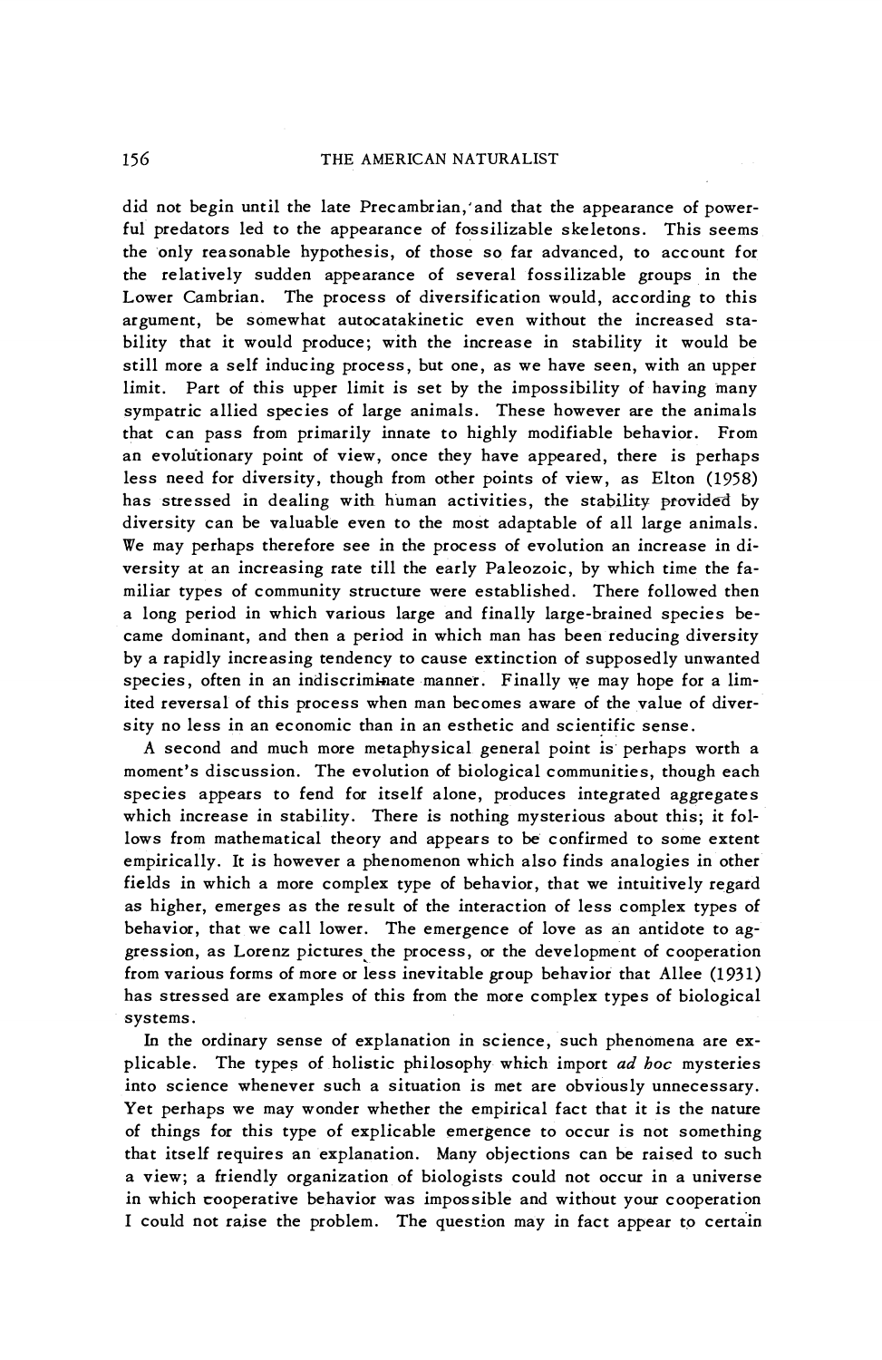did not begin until the late Precambrian, and that the appearance of powerful predators led to the appearance of fossilizable skeletons. This seems the only reasonable hypothesis, of those so far advanced, to account for the relatively sudden appearance of several fossilizable groups in the Lower Cambrian. The process of diversification would, according to this argument, be somewhat autocatakinetic even without the increased stability that it would produce; with the increase in stability it would be still more a self inducing process, but one, as we have seen, with an upper limit. Part of this upper limit is set by the impossibility of having many sympatric allied species of large animals. These however are the animals that can pass from primarily innate to highly modifiable behavior. From an evolutionary point of view, once they have appeared, there is perhaps less need for diversity, though from other points of view, as Elton (1958) has stressed in dealing with human activities, the stability provided by diversity can be valuable even to the most adaptable of all large animals. We may perhaps therefore see in the process of evolution an increase in diversity at an increasing rate till the early Paleozoic, by which time the familiar types of community structure were established. There followed then a long period in which various large and finally large-brained species became dominant, and then a period in which man has been reducing diversity by a rapidly increasing tendency to cause extinction of supposedly unwanted species, often in an indiscriminate manner. Finally we may hope for a limited reversal of this process when man becomes aware of the value of diversity no less in an economic than in an esthetic and scientific sense.

A second and much more metaphysical general point is perhaps worth a moment's discussion. The evolution of biological communities, though each species appears to fend for itself alone, produces integrated aggregates which increase in stability. There is nothing mysterious about this; it follows from mathematical theory and appears to be confirmed to some extent empirically. It is however a phenomenon which also finds analogies in other fields in which a more complex type of behavior, that we intuitively regard as higher, emerges as the result of the interaction of less complex types of behavior, that we call lower. The emergence of love as an antidote to aggression, as Lorenz pictures the process, or the development of cooperation from various forms of more or less inevitable group behavior that Allee (1931) has stressed are examples of this from the more complex types of biological systems.

In the ordinary sense of explanation in science, such phenomena are explicable. The types of holistic philosophy which import *ad hoc* mysteries into science whenever such a situation is met are obviously unnecessary. Yet perhaps we may wonder whether the empirical fact that it is the nature of things for this type of explicable emergence to occur is not something that itself requires an explanation. Many objections can be raised to such a view; a friendly organization of biologists could not occur in a universe in which cooperative behavior was impossible and without your cooperation I could not raise the problem. The question may in fact appear to certain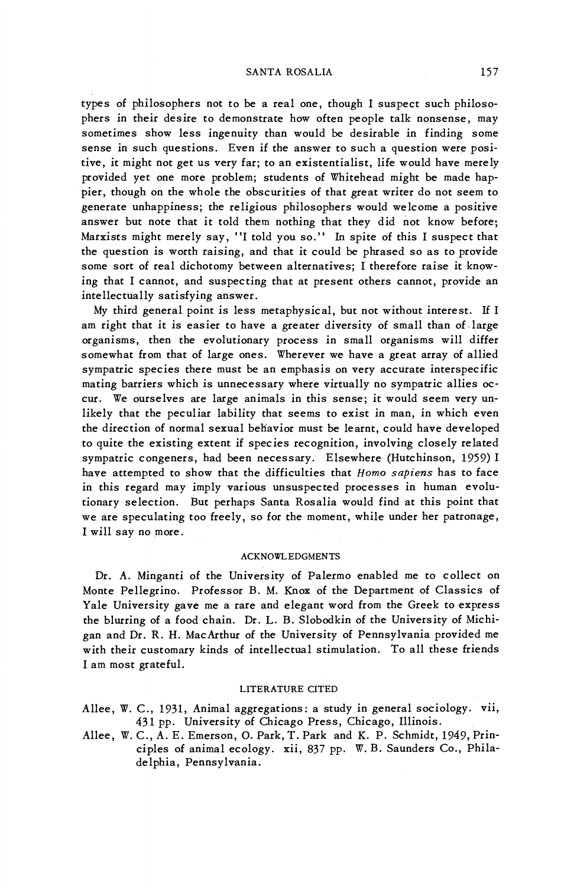types of philosophers not to be a real one, though I suspect such philosophers in their desire to demonstrate how often people talk nonsense, may sometimes show less ingenuity than would be desirable in finding some sense in such questions. Even if the answer to such a question were positive, it might not get us very far; to an existentialist, life would have merely provided yet one more problem; students of Whitehead might be made happier, though on the whole the obscurities of that great writer do not seem to generate unhappiness; the religious philosophers would welcome a positive answer but note that it told them nothing that they did not know before; Marxists might merely say, "I told you so." In spite of this I suspect that the question is worth raising, and that it could be phrased so as to provide some sort of real dichotomy between alternatives; I therefore raise it knowing that I cannot, and suspecting that at present others cannot, provide an intellectually satisfying answer.

My third general point is less metaphysical, but not without interest. If I am right that it is easier to have a greater diversity of small than of large organisms, then the evolutionary process in small organisms will differ somewhat from that of large ones. Wherever we have a great array of allied sympatric species there must be an emphasis on very accurate interspecific mating barriers which is unnecessary where virtually no sympatric allies occur. We ourselves are large animals in this sense; it would seem very unlikely that the peculiar lability that seems to exist in man, in which even the direction of normal sexual behavior must be learnt, could have developed to quite the existing extent if species recognition, involving closely related sympatric congeners, had been necessary. Elsewhere (Hutchinson, 1959) I have attempted to show that the difficulties that *Homo sapiens* has to face in this regard may imply various unsuspected processes in human evolutionary selection. But perhaps Santa Rosalia would find at this point that we are speculating too freely, so for the moment, while under her patronage, I will say no more.

## ACKNOWLEDGMENTS

Dr. A. Minganti of the University of Palermo enabled me to collect on Monte Pellegrino. Professor B. M. Knox of the Department of Classics of Yale University gave me a rare and elegant word from the Greek to express the blurring of a food chain. Dr. L. B. Slobodkin of the University of Michigan and Dr. R. H. MacArthur of the University of Pennsylvania provided me with their customary kinds of intellectual stimulation. To all these friends I am most grateful.

## LITERATURE CITED

Allee, W. C., 1931, Animal aggregations: a study in general sociology. vii, 431 pp. University of Chicago Press, Chicago, Illinois.

Allee, W. C., A. E. Emerson, O. Park, T. Park and K. P. Schmidt, 1949, Principles of animal ecology. xii, 837 pp. W. B. Saunders Co., Philadelphia, Pennsylvania.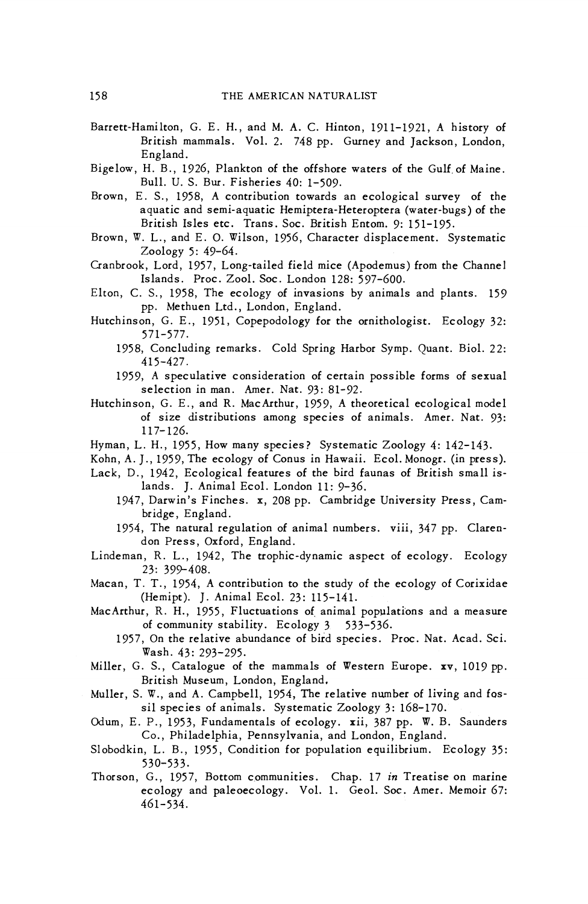Barrett-Hamilton, G. E. H., and M. A. C. Hinton, 1911-1921, A history of British mammals. Vol. 2. 748 pp. Gurney and Jackson, London, England.

Bigelow, H. B., 1926, Plankton of the offshore waters of the Gulf of Maine. Bull. U. S. Bur. Fisheries 40: 1-509.

Brown, E. S., 1958, A contribution towards an ecological survey of the aquatic and semi-aquatic Hemiptera-Heteroptera (water-bugs) of the British Isles etc. Trans. Soc. British Entom. 9: 151-195.

Brown, W. L., and E. O. Wilson, 1956, Character displacement. Systematic Zoology 5: 49-64.

Cranbrook, Lord, 1957, Long-tailed field mice (Apodemus) from the Channel Islands. Proc. Zool. Soc. London 128: 597-600.

Elton, C. S., 1958, The ecology of invasions by animals and plants. 159 pp. Methuen Ltd., London, England.

Hutchinson, G. E., 1951, Copepodology for the ornithologist. Ecology 32: 571-577.

1958, Concluding remarks. Cold Spring Harbor Symp. Quant. Biol. 22: 415-427.

1959, A speculative consideration of certain possible forms of sexual selection in man. Amer. Nat. 93: 81-92.

Hutchinson, G. E., and R. MacArthur, 1959, A theoretical ecological model of size distributions among species of animals. Amer. Nat. 93: 117-126.

Hyman, L. H., 1955, How many species? Systematic Zoology 4: 142-143.

Kohn, A. J., 1959, The ecology of Conus in Hawaii. Ecol. Monogr. (in press).

Lack, D., 1942, Ecological features of the bird faunas of British small islands. J. Animal Ecol. London 11: 9-36.

1947, Darwin's Finches. x, 208 pp. Cambridge University Press, Cambridge, England.

1954, The natural regulation of animal numbers. viii, 347 pp. Clarendon Press, Oxford, England.

Lindeman, R. L., 1942, The trophic-dynamic aspect of ecology. Ecology 23: 399-408.

Macan, T. T., 1954, A contribution to the study of the ecology of Corixidae (Hemipt). J. Animal Ecol. 23: 115-141.

MacArthur, R. H., 1955, Fluctuations of animal populations and a measure of community stability. Ecology 3 533-536.

1957, On the relative abundance of bird species. Proc. Nat. Acad. Sci. Wash. 43: 293-295.

Miller, G. S., Catalogue of the mammals of Western Europe. xv, 1019 pp. British Museum, London, England.

Muller, S. W., and A. Campbell, 1954, The relative number of living and fossil species of animals. Systematic Zoology 3: 168-170.

Odum, E. P., 1953, Fundamentals of ecology. xii, 387 pp. W. B. Saunders Co., Philadelphia, Pennsylvania, and London, England.

Slobodkin, L. B., 1955, Condition for population equilibrium. Ecology 35: 530-533.

Thorson, G., 1957, Bottom communities. Chap. 17 *in* Treatise on marine ecology and paleoecology. Vol. 1. Geol. Soc. Amer. Memoir 67: 461-534.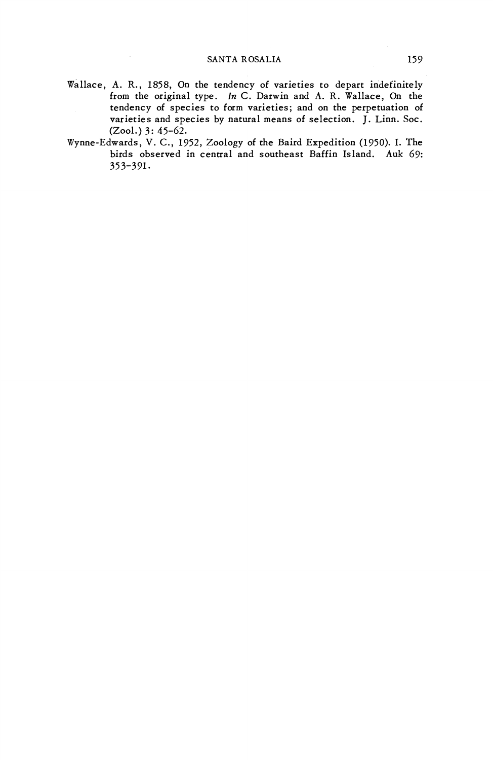Wallace, A. R., 1858, On the tendency of varieties to depart indefinitely from the original type. *In* C. Darwin and A. R. Wallace, On the tendency of species to form varieties; and on the perpetuation of varieties and species by natural means of selection. J. Linn. Soc. (Zool.) 3: 45–62.

Wynne-Edwards, V. C., 1952, Zoology of the Baird Expedition (1950). I. The birds observed in central and southeast Baffin Island. Auk 69: 353–391.